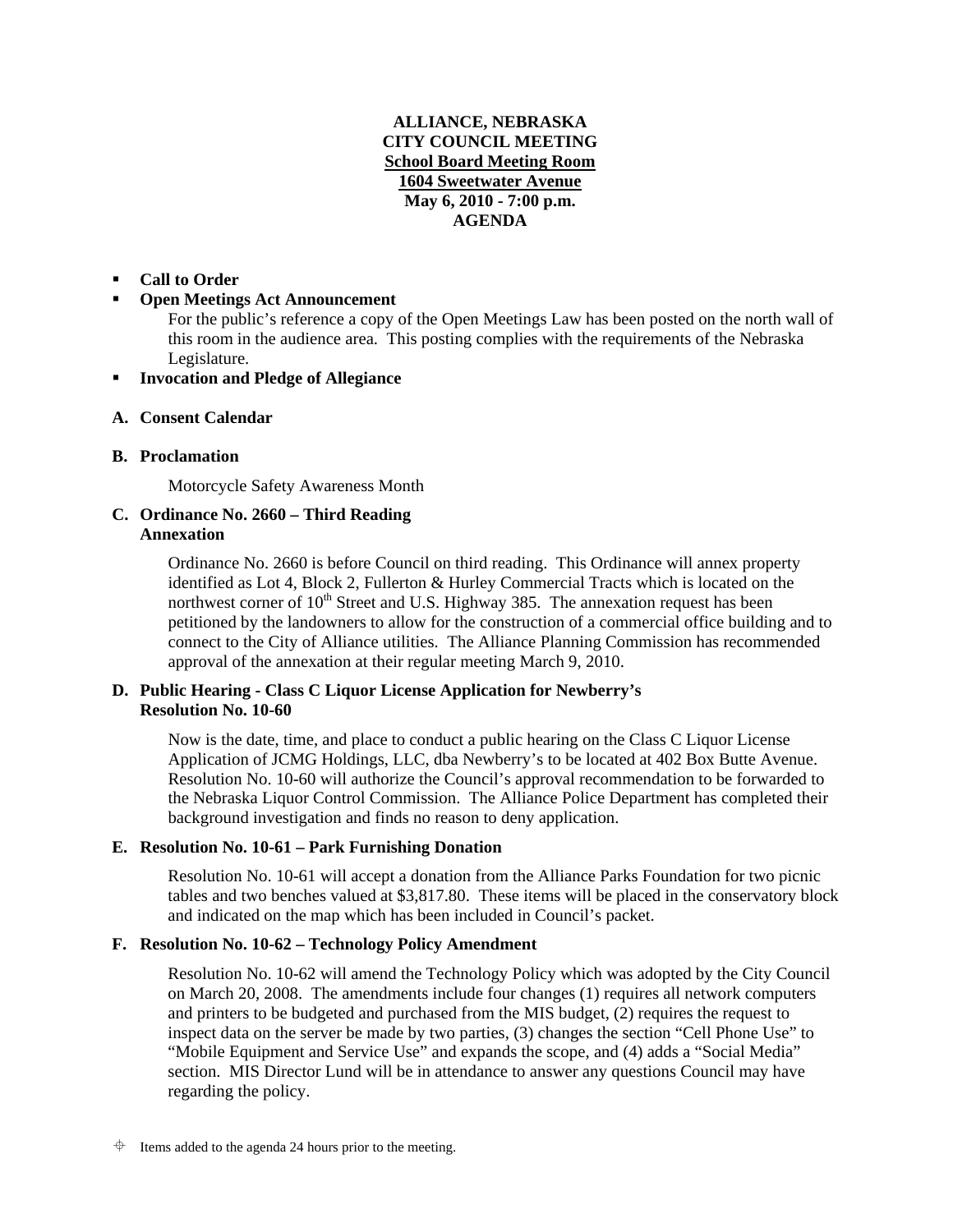**ALLIANCE, NEBRASKA**
**CITY COUNCIL MEETING**
**School Board Meeting Room**
**1604 Sweetwater Avenue**
**May 6, 2010 - 7:00 p.m.**
**AGENDA**

- **Call to Order**
- **Open Meetings Act Announcement**
  For the public's reference a copy of the Open Meetings Law has been posted on the north wall of this room in the audience area. This posting complies with the requirements of the Nebraska Legislature.
- **Invocation and Pledge of Allegiance**

**A. Consent Calendar**

**B. Proclamation**

Motorcycle Safety Awareness Month

**C. Ordinance No. 2660 – Third Reading**
**Annexation**

Ordinance No. 2660 is before Council on third reading. This Ordinance will annex property identified as Lot 4, Block 2, Fullerton & Hurley Commercial Tracts which is located on the northwest corner of 10th Street and U.S. Highway 385. The annexation request has been petitioned by the landowners to allow for the construction of a commercial office building and to connect to the City of Alliance utilities. The Alliance Planning Commission has recommended approval of the annexation at their regular meeting March 9, 2010.

**D. Public Hearing - Class C Liquor License Application for Newberry's**
**Resolution No. 10-60**

Now is the date, time, and place to conduct a public hearing on the Class C Liquor License Application of JCMG Holdings, LLC, dba Newberry's to be located at 402 Box Butte Avenue. Resolution No. 10-60 will authorize the Council's approval recommendation to be forwarded to the Nebraska Liquor Control Commission. The Alliance Police Department has completed their background investigation and finds no reason to deny application.

**E. Resolution No. 10-61 – Park Furnishing Donation**

Resolution No. 10-61 will accept a donation from the Alliance Parks Foundation for two picnic tables and two benches valued at $3,817.80. These items will be placed in the conservatory block and indicated on the map which has been included in Council's packet.

**F. Resolution No. 10-62 – Technology Policy Amendment**

Resolution No. 10-62 will amend the Technology Policy which was adopted by the City Council on March 20, 2008. The amendments include four changes (1) requires all network computers and printers to be budgeted and purchased from the MIS budget, (2) requires the request to inspect data on the server be made by two parties, (3) changes the section "Cell Phone Use" to "Mobile Equipment and Service Use" and expands the scope, and (4) adds a "Social Media" section. MIS Director Lund will be in attendance to answer any questions Council may have regarding the policy.

⌖ Items added to the agenda 24 hours prior to the meeting.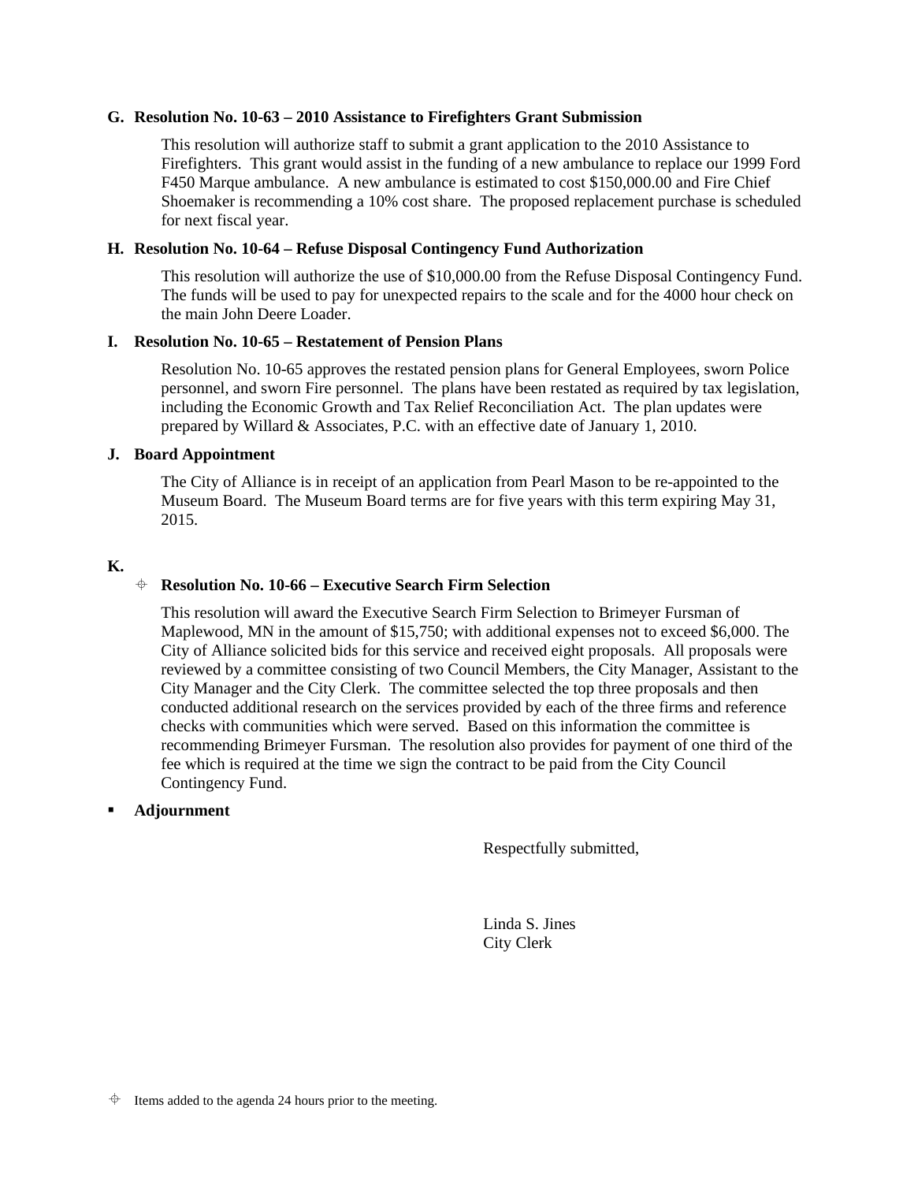**G. Resolution No. 10-63 – 2010 Assistance to Firefighters Grant Submission**

This resolution will authorize staff to submit a grant application to the 2010 Assistance to Firefighters. This grant would assist in the funding of a new ambulance to replace our 1999 Ford F450 Marque ambulance. A new ambulance is estimated to cost $150,000.00 and Fire Chief Shoemaker is recommending a 10% cost share. The proposed replacement purchase is scheduled for next fiscal year.

**H. Resolution No. 10-64 – Refuse Disposal Contingency Fund Authorization**

This resolution will authorize the use of $10,000.00 from the Refuse Disposal Contingency Fund. The funds will be used to pay for unexpected repairs to the scale and for the 4000 hour check on the main John Deere Loader.

**I. Resolution No. 10-65 – Restatement of Pension Plans**

Resolution No. 10-65 approves the restated pension plans for General Employees, sworn Police personnel, and sworn Fire personnel. The plans have been restated as required by tax legislation, including the Economic Growth and Tax Relief Reconciliation Act. The plan updates were prepared by Willard & Associates, P.C. with an effective date of January 1, 2010.

**J. Board Appointment**

The City of Alliance is in receipt of an application from Pearl Mason to be re-appointed to the Museum Board. The Museum Board terms are for five years with this term expiring May 31, 2015.

**K.**

⌖ **Resolution No. 10-66 – Executive Search Firm Selection**

This resolution will award the Executive Search Firm Selection to Brimeyer Fursman of Maplewood, MN in the amount of $15,750; with additional expenses not to exceed $6,000. The City of Alliance solicited bids for this service and received eight proposals. All proposals were reviewed by a committee consisting of two Council Members, the City Manager, Assistant to the City Manager and the City Clerk. The committee selected the top three proposals and then conducted additional research on the services provided by each of the three firms and reference checks with communities which were served. Based on this information the committee is recommending Brimeyer Fursman. The resolution also provides for payment of one third of the fee which is required at the time we sign the contract to be paid from the City Council Contingency Fund.

- **Adjournment**

Respectfully submitted,

Linda S. Jines
City Clerk

⌖ Items added to the agenda 24 hours prior to the meeting.